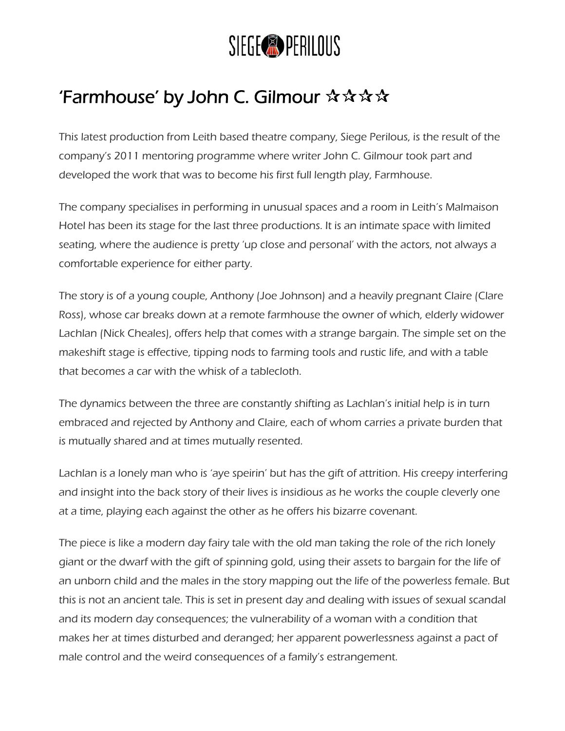# SIEGE PERILOUS

## 'Farmhouse' by John C. Gilmour ☆☆☆☆

This latest production from Leith based theatre company, Siege Perilous, is the result of the company's 2011 mentoring programme where writer John C. Gilmour took part and developed the work that was to become his first full length play, Farmhouse.

The company specialises in performing in unusual spaces and a room in Leith's Malmaison Hotel has been its stage for the last three productions. It is an intimate space with limited seating, where the audience is pretty 'up close and personal' with the actors, not always a comfortable experience for either party.

The story is of a young couple, Anthony (Joe Johnson) and a heavily pregnant Claire (Clare Ross), whose car breaks down at a remote farmhouse the owner of which, elderly widower Lachlan (Nick Cheales), offers help that comes with a strange bargain. The simple set on the makeshift stage is effective, tipping nods to farming tools and rustic life, and with a table that becomes a car with the whisk of a tablecloth.

The dynamics between the three are constantly shifting as Lachlan's initial help is in turn embraced and rejected by Anthony and Claire, each of whom carries a private burden that is mutually shared and at times mutually resented.

Lachlan is a lonely man who is 'aye speirin' but has the gift of attrition. His creepy interfering and insight into the back story of their lives is insidious as he works the couple cleverly one at a time, playing each against the other as he offers his bizarre covenant.

The piece is like a modern day fairy tale with the old man taking the role of the rich lonely giant or the dwarf with the gift of spinning gold, using their assets to bargain for the life of an unborn child and the males in the story mapping out the life of the powerless female. But this is not an ancient tale. This is set in present day and dealing with issues of sexual scandal and its modern day consequences; the vulnerability of a woman with a condition that makes her at times disturbed and deranged; her apparent powerlessness against a pact of male control and the weird consequences of a family's estrangement.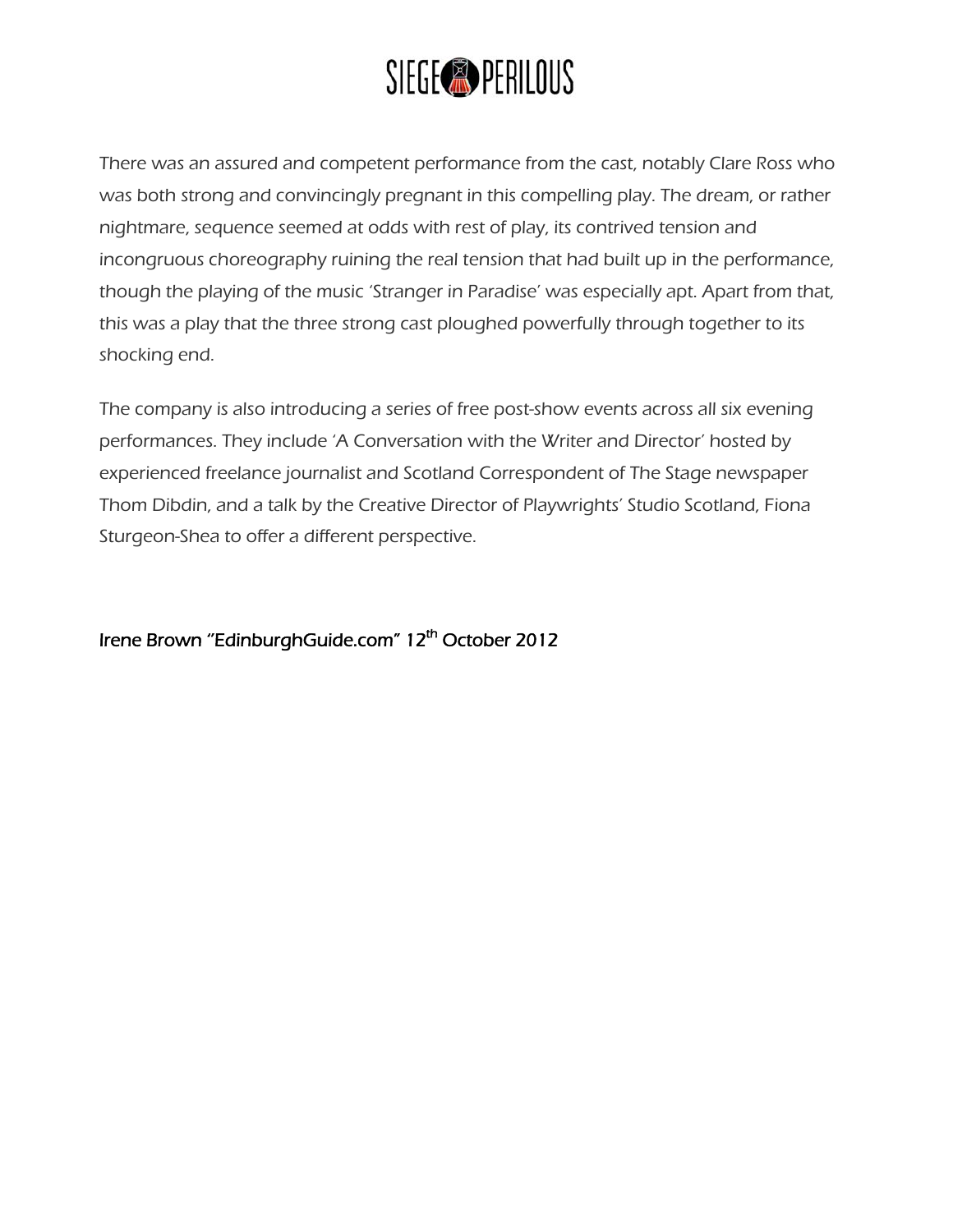There was an assured and competent performance from the cast, notably Clare Ross who was both strong and convincingly pregnant in this compelling play. The dream, or rather nightmare, sequence seemed at odds with rest of play, its contrived tension and incongruous choreography ruining the real tension that had built up in the performance, though the playing of the music 'Stranger in Paradise' was especially apt. Apart from that, this was a play that the three strong cast ploughed powerfully through together to its shocking end.

The company is also introducing a series of free post-show events across all six evening performances. They include 'A Conversation with the Writer and Director' hosted by experienced freelance journalist and Scotland Correspondent of The Stage newspaper Thom Dibdin, and a talk by the Creative Director of Playwrights' Studio Scotland, Fiona Sturgeon-Shea to offer a different perspective.

Irene Brown "EdinburghGuide.com" 12th October 2012